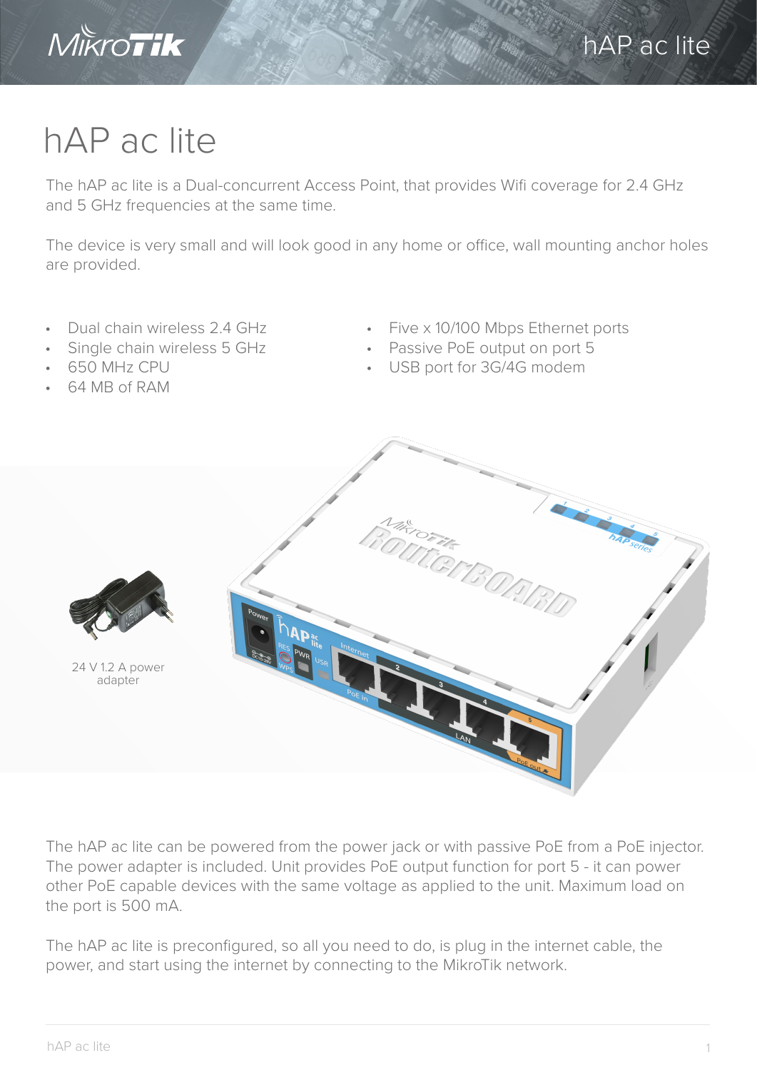# hAP ac lite

The hAP ac lite is a Dual-concurrent Access Point, that provides Wifi coverage for 2.4 GHz and 5 GHz frequencies at the same time.

The device is very small and will look good in any home or office, wall mounting anchor holes are provided.

- Dual chain wireless 2.4 GHz
- Single chain wireless 5 GHz
- 650 MHz CPU
- 64 MB of RAM
- Five x 10/100 Mbps Ethernet ports
- Passive PoE output on port 5
- USB port for 3G/4G modem

24 V 1.2 A power adapter

The hAP ac lite can be powered from the power jack or with passive PoE from a PoE injector. The power adapter is included. Unit provides PoE output function for port 5 - it can power other PoE capable devices with the same voltage as applied to the unit. Maximum load on the port is 500 mA.

The hAP ac lite is preconfigured, so all you need to do, is plug in the internet cable, the power, and start using the internet by connecting to the MikroTik network.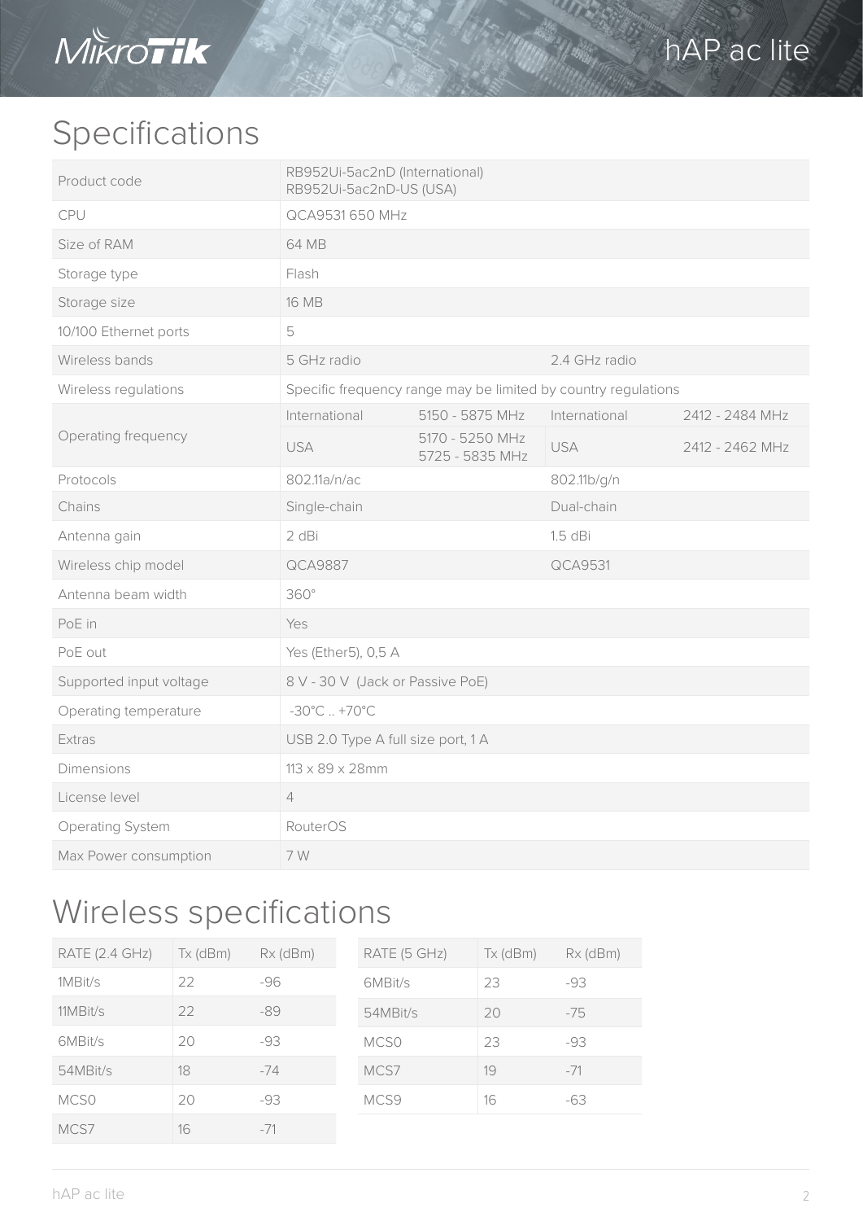## Specifications

| | | | | |
|---|---|---|---|---|
| Product code | RB952Ui-5ac2nD (International)<br>RB952Ui-5ac2nD-US (USA) | | | |
| CPU | QCA9531 650 MHz | | | |
| Size of RAM | 64 MB | | | |
| Storage type | Flash | | | |
| Storage size | 16 MB | | | |
| 10/100 Ethernet ports | 5 | | | |
| Wireless bands | 5 GHz radio | | 2.4 GHz radio | |
| Wireless regulations | Specific frequency range may be limited by country regulations | | | |
| Operating frequency | International | 5150 - 5875 MHz | International | 2412 - 2484 MHz |
| | USA | 5170 - 5250 MHz<br>5725 - 5835 MHz | USA | 2412 - 2462 MHz |
| Protocols | 802.11a/n/ac | | 802.11b/g/n | |
| Chains | Single-chain | | Dual-chain | |
| Antenna gain | 2 dBi | | 1.5 dBi | |
| Wireless chip model | QCA9887 | | QCA9531 | |
| Antenna beam width | 360° | | | |
| PoE in | Yes | | | |
| PoE out | Yes (Ether5), 0,5 A | | | |
| Supported input voltage | 8 V - 30 V (Jack or Passive PoE) | | | |
| Operating temperature | -30°C .. +70°C | | | |
| Extras | USB 2.0 Type A full size port, 1 A | | | |
| Dimensions | 113 x 89 x 28mm | | | |
| License level | 4 | | | |
| Operating System | RouterOS | | | |
| Max Power consumption | 7 W | | | |

## Wireless specifications

| RATE (2.4 GHz) | Tx (dBm) | Rx (dBm) |
|---|---|---|
| 1MBit/s | 22 | -96 |
| 11MBit/s | 22 | -89 |
| 6MBit/s | 20 | -93 |
| 54MBit/s | 18 | -74 |
| MCS0 | 20 | -93 |
| MCS7 | 16 | -71 |

| RATE (5 GHz) | Tx (dBm) | Rx (dBm) |
|---|---|---|
| 6MBit/s | 23 | -93 |
| 54MBit/s | 20 | -75 |
| MCS0 | 23 | -93 |
| MCS7 | 19 | -71 |
| MCS9 | 16 | -63 |